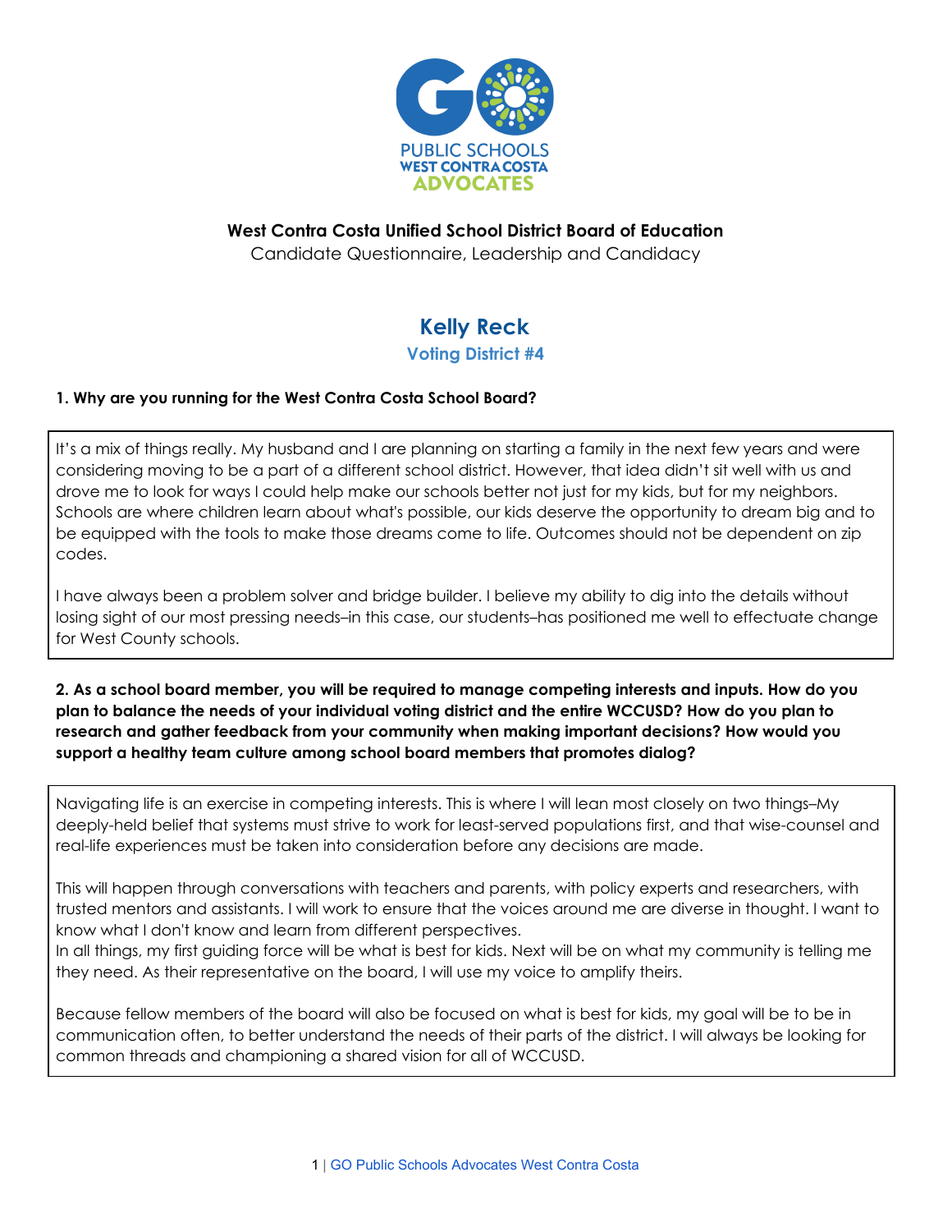**West Contra Costa Unified School District Board of Education**

Candidate Questionnaire, Leadership and Candidacy

# Kelly Reck

## Voting District #4

**1. Why are you running for the West Contra Costa School Board?**

It's a mix of things really. My husband and I are planning on starting a family in the next few years and were considering moving to be a part of a different school district. However, that idea didn't sit well with us and drove me to look for ways I could help make our schools better not just for my kids, but for my neighbors. Schools are where children learn about what's possible, our kids deserve the opportunity to dream big and to be equipped with the tools to make those dreams come to life. Outcomes should not be dependent on zip codes.

I have always been a problem solver and bridge builder. I believe my ability to dig into the details without losing sight of our most pressing needs–in this case, our students–has positioned me well to effectuate change for West County schools.

**2. As a school board member, you will be required to manage competing interests and inputs. How do you plan to balance the needs of your individual voting district and the entire WCCUSD? How do you plan to research and gather feedback from your community when making important decisions? How would you support a healthy team culture among school board members that promotes dialog?**

Navigating life is an exercise in competing interests. This is where I will lean most closely on two things–My deeply-held belief that systems must strive to work for least-served populations first, and that wise-counsel and real-life experiences must be taken into consideration before any decisions are made.

This will happen through conversations with teachers and parents, with policy experts and researchers, with trusted mentors and assistants. I will work to ensure that the voices around me are diverse in thought. I want to know what I don't know and learn from different perspectives.
In all things, my first guiding force will be what is best for kids. Next will be on what my community is telling me they need. As their representative on the board, I will use my voice to amplify theirs.

Because fellow members of the board will also be focused on what is best for kids, my goal will be to be in communication often, to better understand the needs of their parts of the district. I will always be looking for common threads and championing a shared vision for all of WCCUSD.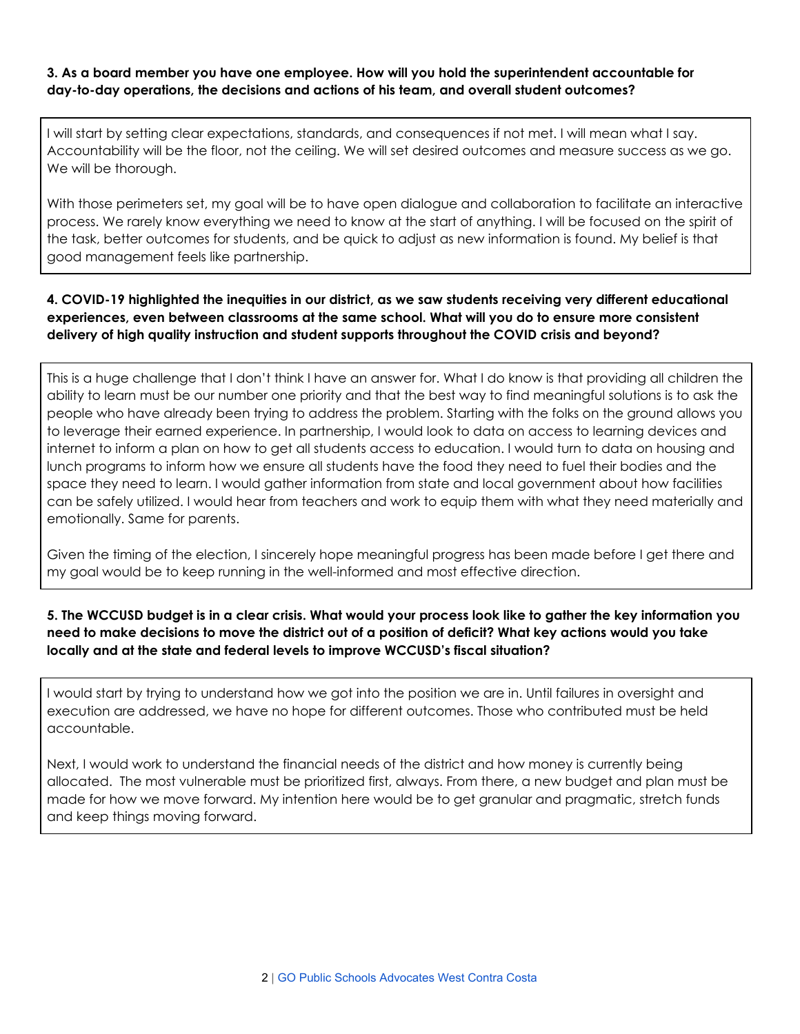**3. As a board member you have one employee. How will you hold the superintendent accountable for day-to-day operations, the decisions and actions of his team, and overall student outcomes?**

I will start by setting clear expectations, standards, and consequences if not met. I will mean what I say. Accountability will be the floor, not the ceiling. We will set desired outcomes and measure success as we go. We will be thorough.

With those perimeters set, my goal will be to have open dialogue and collaboration to facilitate an interactive process. We rarely know everything we need to know at the start of anything. I will be focused on the spirit of the task, better outcomes for students, and be quick to adjust as new information is found. My belief is that good management feels like partnership.

**4. COVID-19 highlighted the inequities in our district, as we saw students receiving very different educational experiences, even between classrooms at the same school. What will you do to ensure more consistent delivery of high quality instruction and student supports throughout the COVID crisis and beyond?**

This is a huge challenge that I don't think I have an answer for. What I do know is that providing all children the ability to learn must be our number one priority and that the best way to find meaningful solutions is to ask the people who have already been trying to address the problem. Starting with the folks on the ground allows you to leverage their earned experience. In partnership, I would look to data on access to learning devices and internet to inform a plan on how to get all students access to education. I would turn to data on housing and lunch programs to inform how we ensure all students have the food they need to fuel their bodies and the space they need to learn. I would gather information from state and local government about how facilities can be safely utilized. I would hear from teachers and work to equip them with what they need materially and emotionally. Same for parents.

Given the timing of the election, I sincerely hope meaningful progress has been made before I get there and my goal would be to keep running in the well-informed and most effective direction.

**5. The WCCUSD budget is in a clear crisis. What would your process look like to gather the key information you need to make decisions to move the district out of a position of deficit? What key actions would you take locally and at the state and federal levels to improve WCCUSD's fiscal situation?**

I would start by trying to understand how we got into the position we are in. Until failures in oversight and execution are addressed, we have no hope for different outcomes. Those who contributed must be held accountable.

Next, I would work to understand the financial needs of the district and how money is currently being allocated. The most vulnerable must be prioritized first, always. From there, a new budget and plan must be made for how we move forward. My intention here would be to get granular and pragmatic, stretch funds and keep things moving forward.